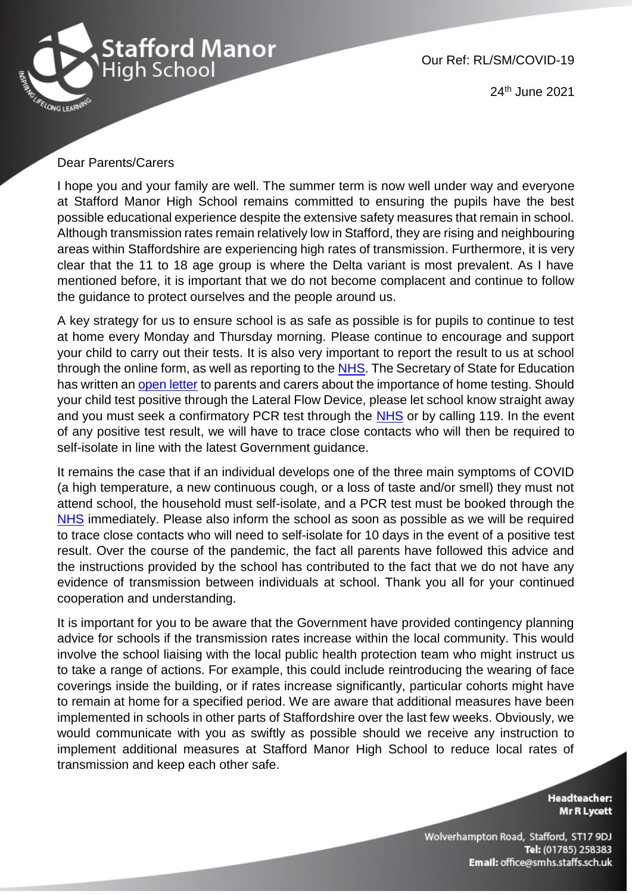Stafford Manor High School

Our Ref: RL/SM/COVID-19

24th June 2021

Dear Parents/Carers

I hope you and your family are well. The summer term is now well under way and everyone at Stafford Manor High School remains committed to ensuring the pupils have the best possible educational experience despite the extensive safety measures that remain in school. Although transmission rates remain relatively low in Stafford, they are rising and neighbouring areas within Staffordshire are experiencing high rates of transmission. Furthermore, it is very clear that the 11 to 18 age group is where the Delta variant is most prevalent. As I have mentioned before, it is important that we do not become complacent and continue to follow the guidance to protect ourselves and the people around us.

A key strategy for us to ensure school is as safe as possible is for pupils to continue to test at home every Monday and Thursday morning. Please continue to encourage and support your child to carry out their tests. It is also very important to report the result to us at school through the online form, as well as reporting to the NHS. The Secretary of State for Education has written an open letter to parents and carers about the importance of home testing. Should your child test positive through the Lateral Flow Device, please let school know straight away and you must seek a confirmatory PCR test through the NHS or by calling 119. In the event of any positive test result, we will have to trace close contacts who will then be required to self-isolate in line with the latest Government guidance.

It remains the case that if an individual develops one of the three main symptoms of COVID (a high temperature, a new continuous cough, or a loss of taste and/or smell) they must not attend school, the household must self-isolate, and a PCR test must be booked through the NHS immediately. Please also inform the school as soon as possible as we will be required to trace close contacts who will need to self-isolate for 10 days in the event of a positive test result. Over the course of the pandemic, the fact all parents have followed this advice and the instructions provided by the school has contributed to the fact that we do not have any evidence of transmission between individuals at school. Thank you all for your continued cooperation and understanding.

It is important for you to be aware that the Government have provided contingency planning advice for schools if the transmission rates increase within the local community. This would involve the school liaising with the local public health protection team who might instruct us to take a range of actions. For example, this could include reintroducing the wearing of face coverings inside the building, or if rates increase significantly, particular cohorts might have to remain at home for a specified period. We are aware that additional measures have been implemented in schools in other parts of Staffordshire over the last few weeks. Obviously, we would communicate with you as swiftly as possible should we receive any instruction to implement additional measures at Stafford Manor High School to reduce local rates of transmission and keep each other safe.

**Headteacher:**
**Mr R Lycett**

Wolverhampton Road, Stafford, ST17 9DJ
**Tel:** (01785) 258383
**Email:** office@smhs.staffs.sch.uk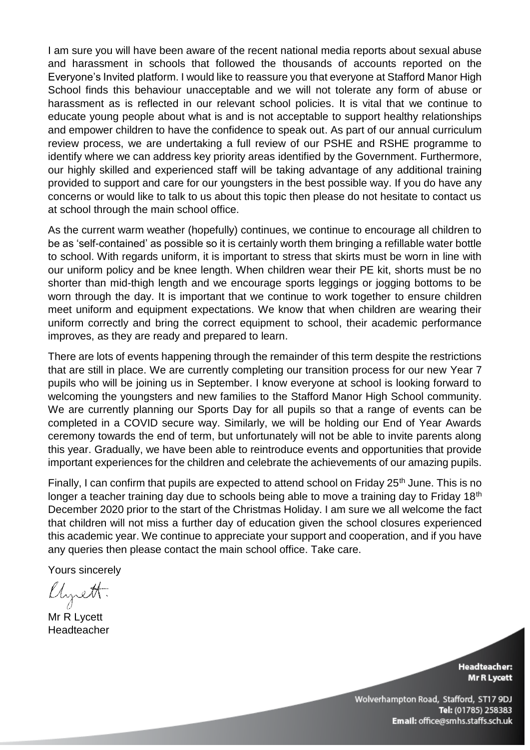I am sure you will have been aware of the recent national media reports about sexual abuse and harassment in schools that followed the thousands of accounts reported on the Everyone's Invited platform. I would like to reassure you that everyone at Stafford Manor High School finds this behaviour unacceptable and we will not tolerate any form of abuse or harassment as is reflected in our relevant school policies. It is vital that we continue to educate young people about what is and is not acceptable to support healthy relationships and empower children to have the confidence to speak out. As part of our annual curriculum review process, we are undertaking a full review of our PSHE and RSHE programme to identify where we can address key priority areas identified by the Government. Furthermore, our highly skilled and experienced staff will be taking advantage of any additional training provided to support and care for our youngsters in the best possible way. If you do have any concerns or would like to talk to us about this topic then please do not hesitate to contact us at school through the main school office.

As the current warm weather (hopefully) continues, we continue to encourage all children to be as 'self-contained' as possible so it is certainly worth them bringing a refillable water bottle to school. With regards uniform, it is important to stress that skirts must be worn in line with our uniform policy and be knee length. When children wear their PE kit, shorts must be no shorter than mid-thigh length and we encourage sports leggings or jogging bottoms to be worn through the day. It is important that we continue to work together to ensure children meet uniform and equipment expectations. We know that when children are wearing their uniform correctly and bring the correct equipment to school, their academic performance improves, as they are ready and prepared to learn.

There are lots of events happening through the remainder of this term despite the restrictions that are still in place. We are currently completing our transition process for our new Year 7 pupils who will be joining us in September. I know everyone at school is looking forward to welcoming the youngsters and new families to the Stafford Manor High School community. We are currently planning our Sports Day for all pupils so that a range of events can be completed in a COVID secure way. Similarly, we will be holding our End of Year Awards ceremony towards the end of term, but unfortunately will not be able to invite parents along this year. Gradually, we have been able to reintroduce events and opportunities that provide important experiences for the children and celebrate the achievements of our amazing pupils.

Finally, I can confirm that pupils are expected to attend school on Friday 25th June. This is no longer a teacher training day due to schools being able to move a training day to Friday 18th December 2020 prior to the start of the Christmas Holiday. I am sure we all welcome the fact that children will not miss a further day of education given the school closures experienced this academic year. We continue to appreciate your support and cooperation, and if you have any queries then please contact the main school office. Take care.

Yours sincerely

Mr R Lycett
Headteacher

**Headteacher:**
**Mr R Lycett**

Wolverhampton Road, Stafford, ST17 9DJ
**Tel:** (01785) 258383
**Email:** office@smhs.staffs.sch.uk